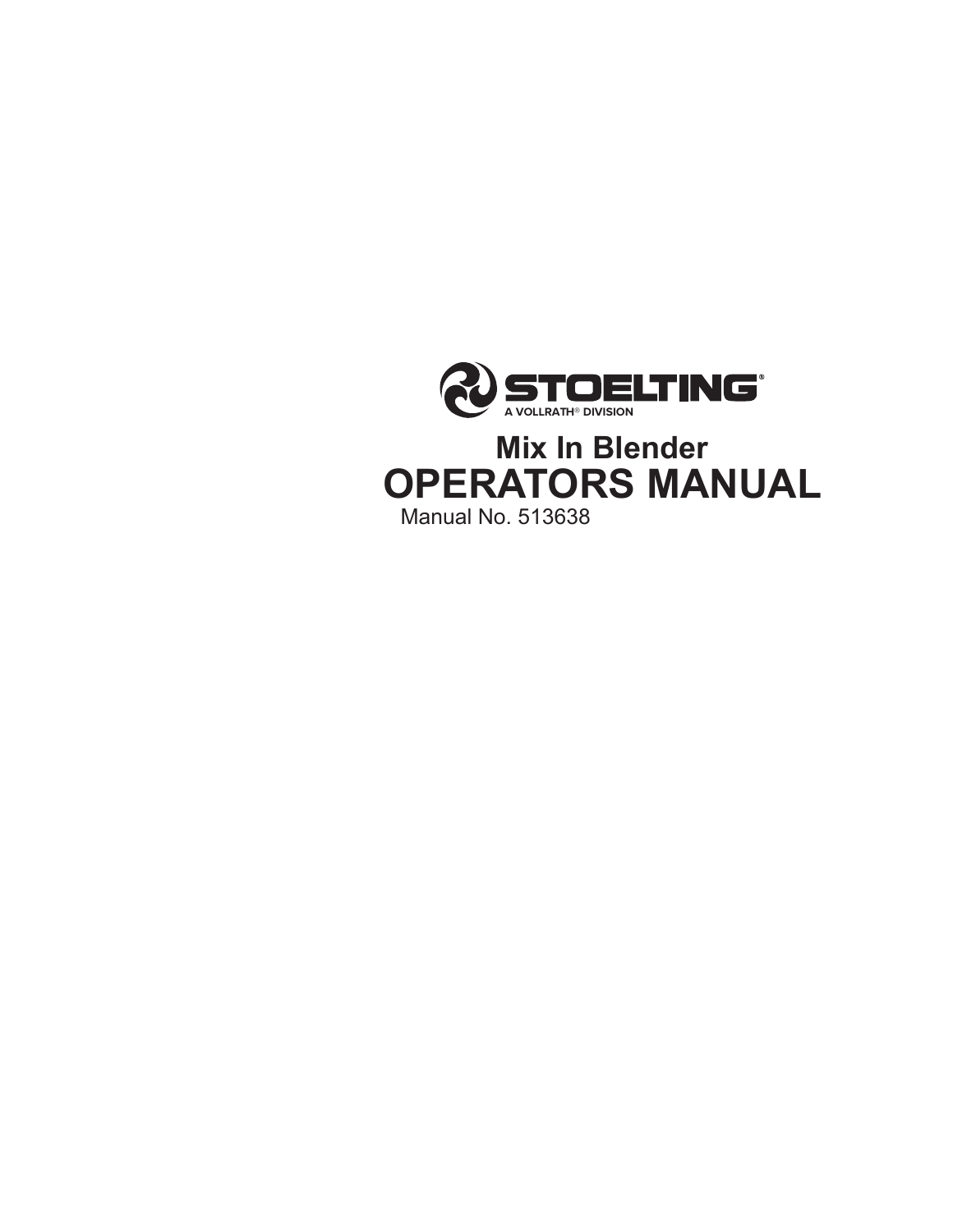**STOELTING®**

A VOLLRATH® DIVISION

## Mix In Blender

# OPERATORS MANUAL

Manual No. 513638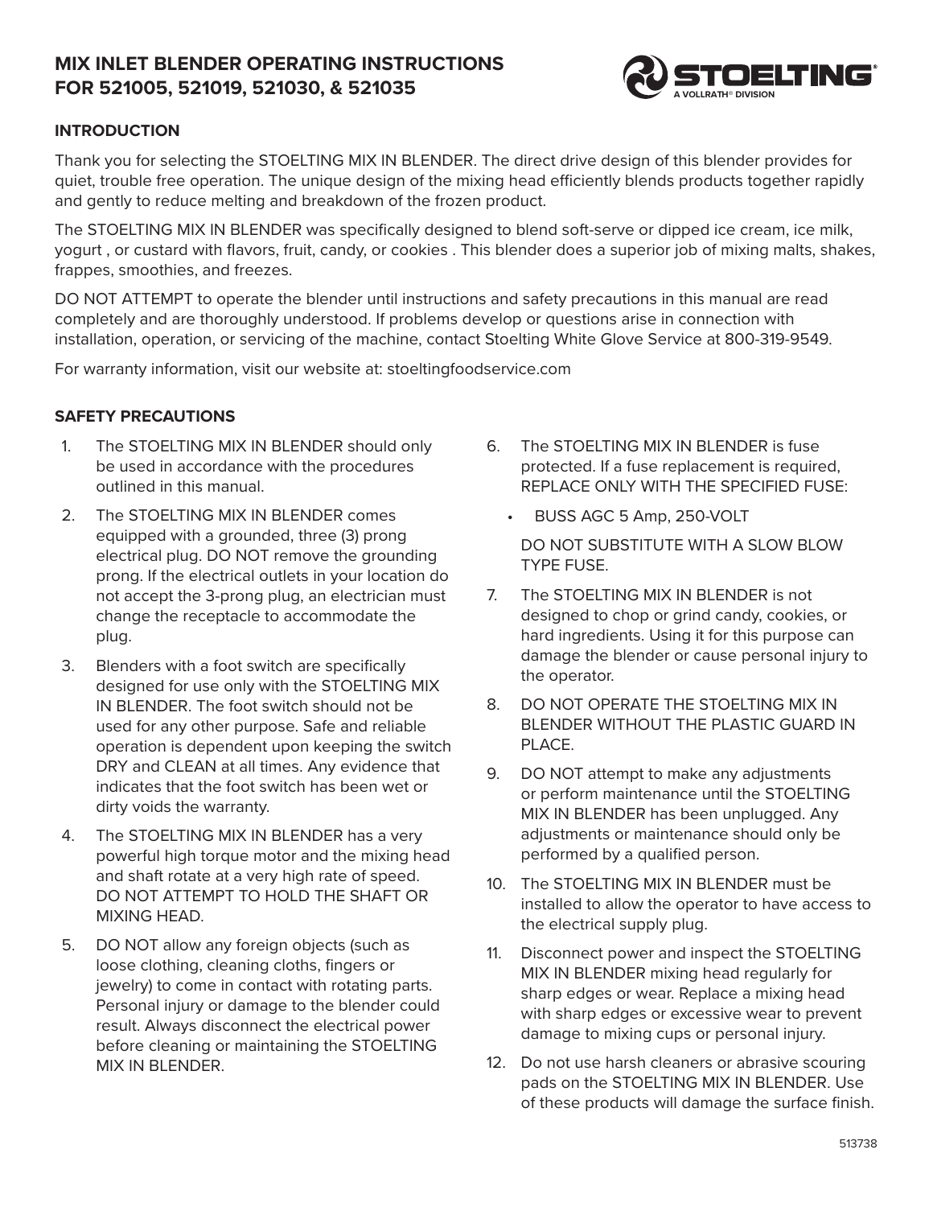# MIX INLET BLENDER OPERATING INSTRUCTIONS FOR 521005, 521019, 521030, & 521035

STOELTING
A VOLLRATH® DIVISION

## INTRODUCTION

Thank you for selecting the STOELTING MIX IN BLENDER. The direct drive design of this blender provides for quiet, trouble free operation. The unique design of the mixing head efficiently blends products together rapidly and gently to reduce melting and breakdown of the frozen product.

The STOELTING MIX IN BLENDER was specifically designed to blend soft-serve or dipped ice cream, ice milk, yogurt , or custard with flavors, fruit, candy, or cookies . This blender does a superior job of mixing malts, shakes, frappes, smoothies, and freezes.

DO NOT ATTEMPT to operate the blender until instructions and safety precautions in this manual are read completely and are thoroughly understood. If problems develop or questions arise in connection with installation, operation, or servicing of the machine, contact Stoelting White Glove Service at 800-319-9549.

For warranty information, visit our website at: stoeltingfoodservice.com

## SAFETY PRECAUTIONS

1. The STOELTING MIX IN BLENDER should only be used in accordance with the procedures outlined in this manual.
2. The STOELTING MIX IN BLENDER comes equipped with a grounded, three (3) prong electrical plug. DO NOT remove the grounding prong. If the electrical outlets in your location do not accept the 3-prong plug, an electrician must change the receptacle to accommodate the plug.
3. Blenders with a foot switch are specifically designed for use only with the STOELTING MIX IN BLENDER. The foot switch should not be used for any other purpose. Safe and reliable operation is dependent upon keeping the switch DRY and CLEAN at all times. Any evidence that indicates that the foot switch has been wet or dirty voids the warranty.
4. The STOELTING MIX IN BLENDER has a very powerful high torque motor and the mixing head and shaft rotate at a very high rate of speed. DO NOT ATTEMPT TO HOLD THE SHAFT OR MIXING HEAD.
5. DO NOT allow any foreign objects (such as loose clothing, cleaning cloths, fingers or jewelry) to come in contact with rotating parts. Personal injury or damage to the blender could result. Always disconnect the electrical power before cleaning or maintaining the STOELTING MIX IN BLENDER.
6. The STOELTING MIX IN BLENDER is fuse protected. If a fuse replacement is required, REPLACE ONLY WITH THE SPECIFIED FUSE:
   - BUSS AGC 5 Amp, 250-VOLT

   DO NOT SUBSTITUTE WITH A SLOW BLOW TYPE FUSE.
7. The STOELTING MIX IN BLENDER is not designed to chop or grind candy, cookies, or hard ingredients. Using it for this purpose can damage the blender or cause personal injury to the operator.
8. DO NOT OPERATE THE STOELTING MIX IN BLENDER WITHOUT THE PLASTIC GUARD IN PLACE.
9. DO NOT attempt to make any adjustments or perform maintenance until the STOELTING MIX IN BLENDER has been unplugged. Any adjustments or maintenance should only be performed by a qualified person.
10. The STOELTING MIX IN BLENDER must be installed to allow the operator to have access to the electrical supply plug.
11. Disconnect power and inspect the STOELTING MIX IN BLENDER mixing head regularly for sharp edges or wear. Replace a mixing head with sharp edges or excessive wear to prevent damage to mixing cups or personal injury.
12. Do not use harsh cleaners or abrasive scouring pads on the STOELTING MIX IN BLENDER. Use of these products will damage the surface finish.

513738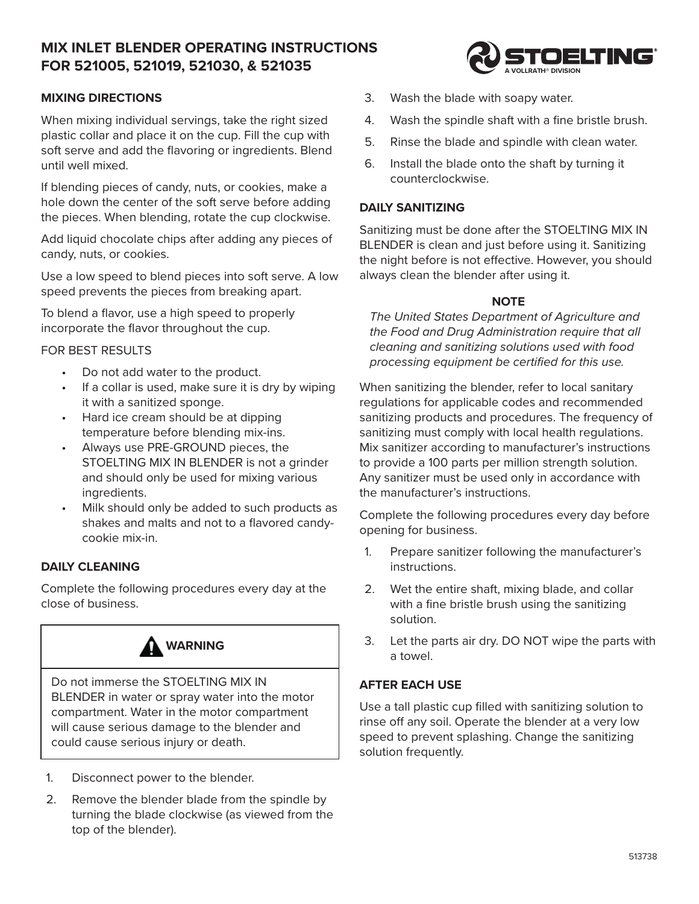# MIX INLET BLENDER OPERATING INSTRUCTIONS FOR 521005, 521019, 521030, & 521035

## MIXING DIRECTIONS

When mixing individual servings, take the right sized plastic collar and place it on the cup. Fill the cup with soft serve and add the flavoring or ingredients. Blend until well mixed.

If blending pieces of candy, nuts, or cookies, make a hole down the center of the soft serve before adding the pieces. When blending, rotate the cup clockwise.

Add liquid chocolate chips after adding any pieces of candy, nuts, or cookies.

Use a low speed to blend pieces into soft serve. A low speed prevents the pieces from breaking apart.

To blend a flavor, use a high speed to properly incorporate the flavor throughout the cup.

FOR BEST RESULTS

- Do not add water to the product.
- If a collar is used, make sure it is dry by wiping it with a sanitized sponge.
- Hard ice cream should be at dipping temperature before blending mix-ins.
- Always use PRE-GROUND pieces, the STOELTING MIX IN BLENDER is not a grinder and should only be used for mixing various ingredients.
- Milk should only be added to such products as shakes and malts and not to a flavored candy-cookie mix-in.

## DAILY CLEANING

Complete the following procedures every day at the close of business.

> **⚠ WARNING**
>
> Do not immerse the STOELTING MIX IN BLENDER in water or spray water into the motor compartment. Water in the motor compartment will cause serious damage to the blender and could cause serious injury or death.

1. Disconnect power to the blender.
2. Remove the blender blade from the spindle by turning the blade clockwise (as viewed from the top of the blender).
3. Wash the blade with soapy water.
4. Wash the spindle shaft with a fine bristle brush.
5. Rinse the blade and spindle with clean water.
6. Install the blade onto the shaft by turning it counterclockwise.

## DAILY SANITIZING

Sanitizing must be done after the STOELTING MIX IN BLENDER is clean and just before using it. Sanitizing the night before is not effective. However, you should always clean the blender after using it.

**NOTE**

*The United States Department of Agriculture and the Food and Drug Administration require that all cleaning and sanitizing solutions used with food processing equipment be certified for this use.*

When sanitizing the blender, refer to local sanitary regulations for applicable codes and recommended sanitizing products and procedures. The frequency of sanitizing must comply with local health regulations. Mix sanitizer according to manufacturer's instructions to provide a 100 parts per million strength solution. Any sanitizer must be used only in accordance with the manufacturer's instructions.

Complete the following procedures every day before opening for business.

1. Prepare sanitizer following the manufacturer's instructions.
2. Wet the entire shaft, mixing blade, and collar with a fine bristle brush using the sanitizing solution.
3. Let the parts air dry. DO NOT wipe the parts with a towel.

## AFTER EACH USE

Use a tall plastic cup filled with sanitizing solution to rinse off any soil. Operate the blender at a very low speed to prevent splashing. Change the sanitizing solution frequently.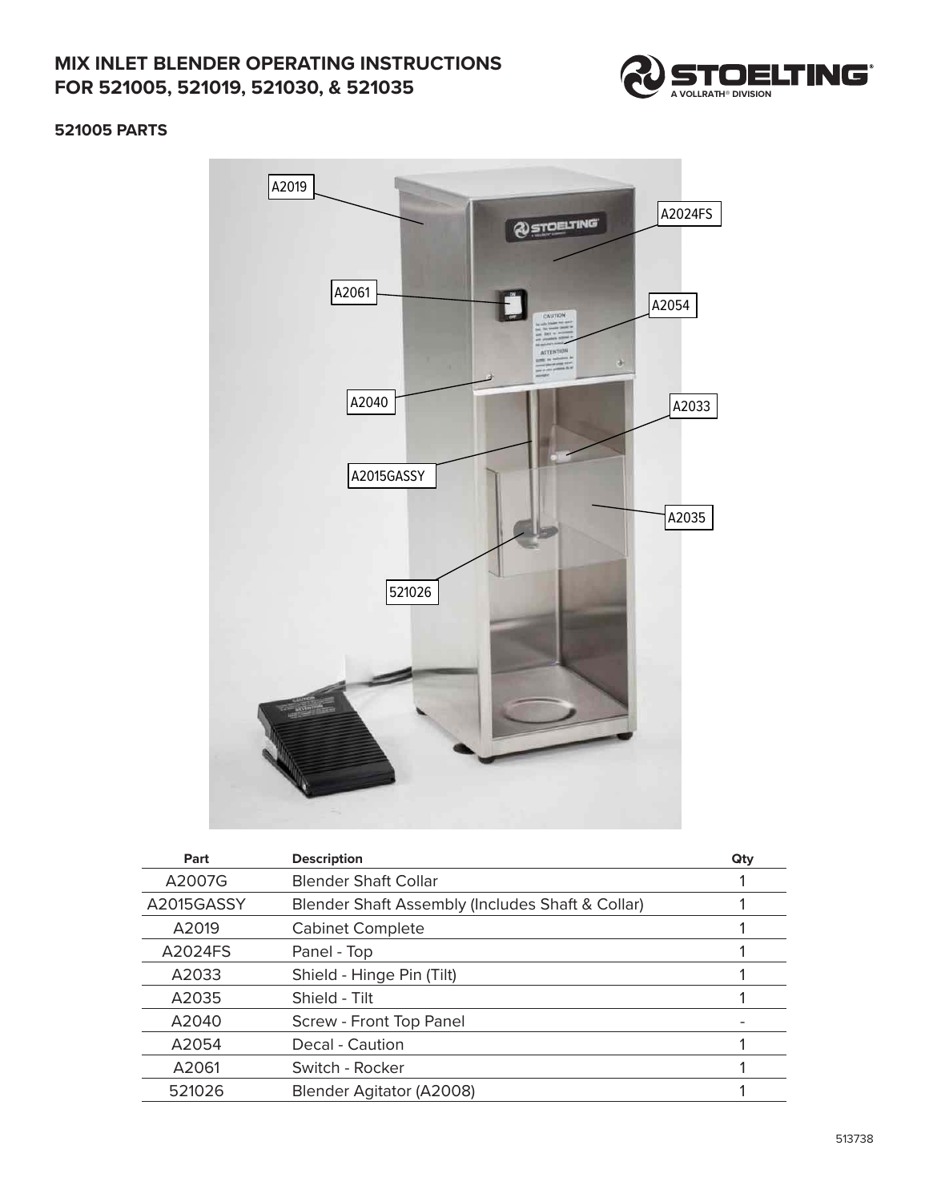# MIX INLET BLENDER OPERATING INSTRUCTIONS FOR 521005, 521019, 521030, & 521035

## 521005 PARTS

| Part | Description | Qty |
|---|---|---|
| A2007G | Blender Shaft Collar | 1 |
| A2015GASSY | Blender Shaft Assembly (Includes Shaft & Collar) | 1 |
| A2019 | Cabinet Complete | 1 |
| A2024FS | Panel - Top | 1 |
| A2033 | Shield - Hinge Pin (Tilt) | 1 |
| A2035 | Shield - Tilt | 1 |
| A2040 | Screw - Front Top Panel | - |
| A2054 | Decal - Caution | 1 |
| A2061 | Switch - Rocker | 1 |
| 521026 | Blender Agitator (A2008) | 1 |

513738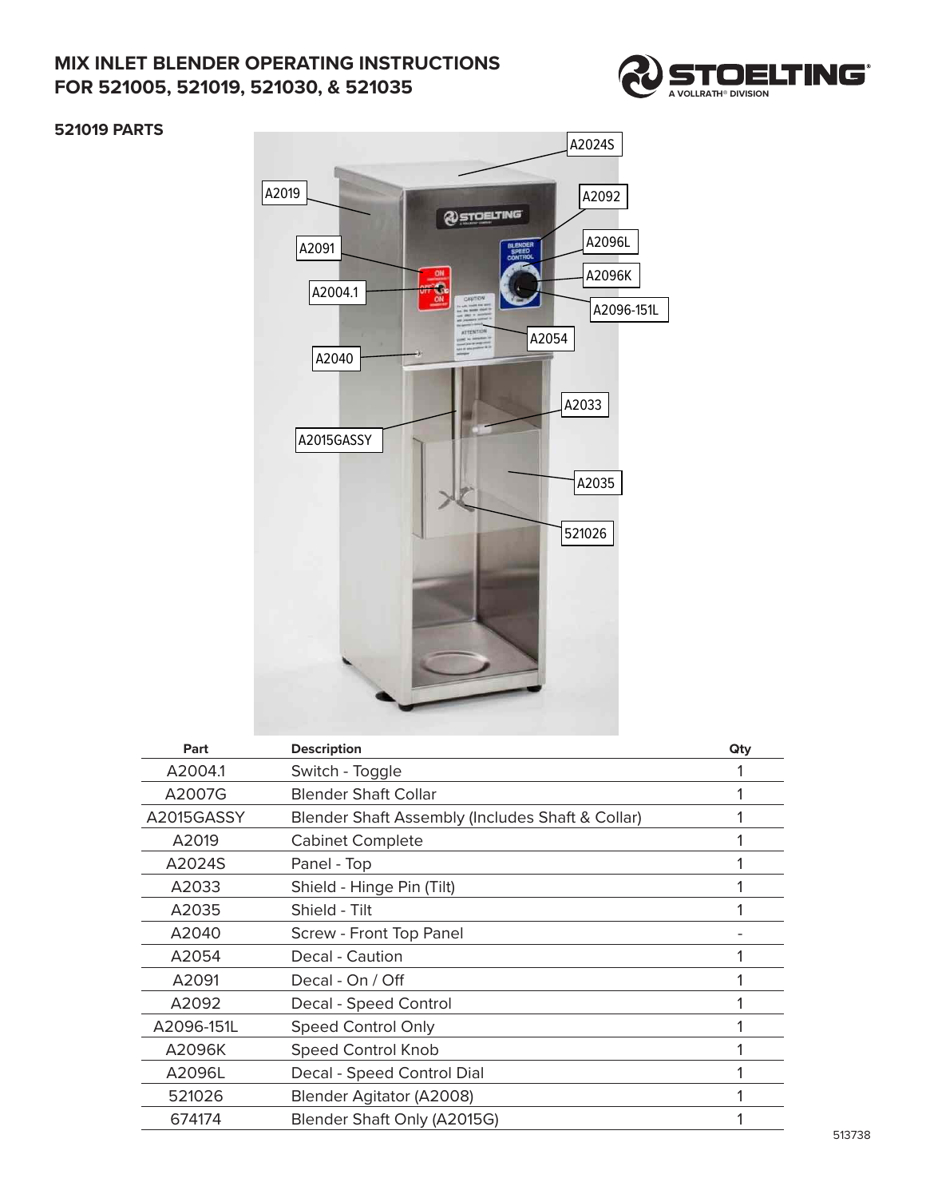# MIX INLET BLENDER OPERATING INSTRUCTIONS FOR 521005, 521019, 521030, & 521035

## 521019 PARTS

| Part | Description | Qty |
|---|---|---|
| A2004.1 | Switch - Toggle | 1 |
| A2007G | Blender Shaft Collar | 1 |
| A2015GASSY | Blender Shaft Assembly (Includes Shaft & Collar) | 1 |
| A2019 | Cabinet Complete | 1 |
| A2024S | Panel - Top | 1 |
| A2033 | Shield - Hinge Pin (Tilt) | 1 |
| A2035 | Shield - Tilt | 1 |
| A2040 | Screw - Front Top Panel | - |
| A2054 | Decal - Caution | 1 |
| A2091 | Decal - On / Off | 1 |
| A2092 | Decal - Speed Control | 1 |
| A2096-151L | Speed Control Only | 1 |
| A2096K | Speed Control Knob | 1 |
| A2096L | Decal - Speed Control Dial | 1 |
| 521026 | Blender Agitator (A2008) | 1 |
| 674174 | Blender Shaft Only (A2015G) | 1 |

513738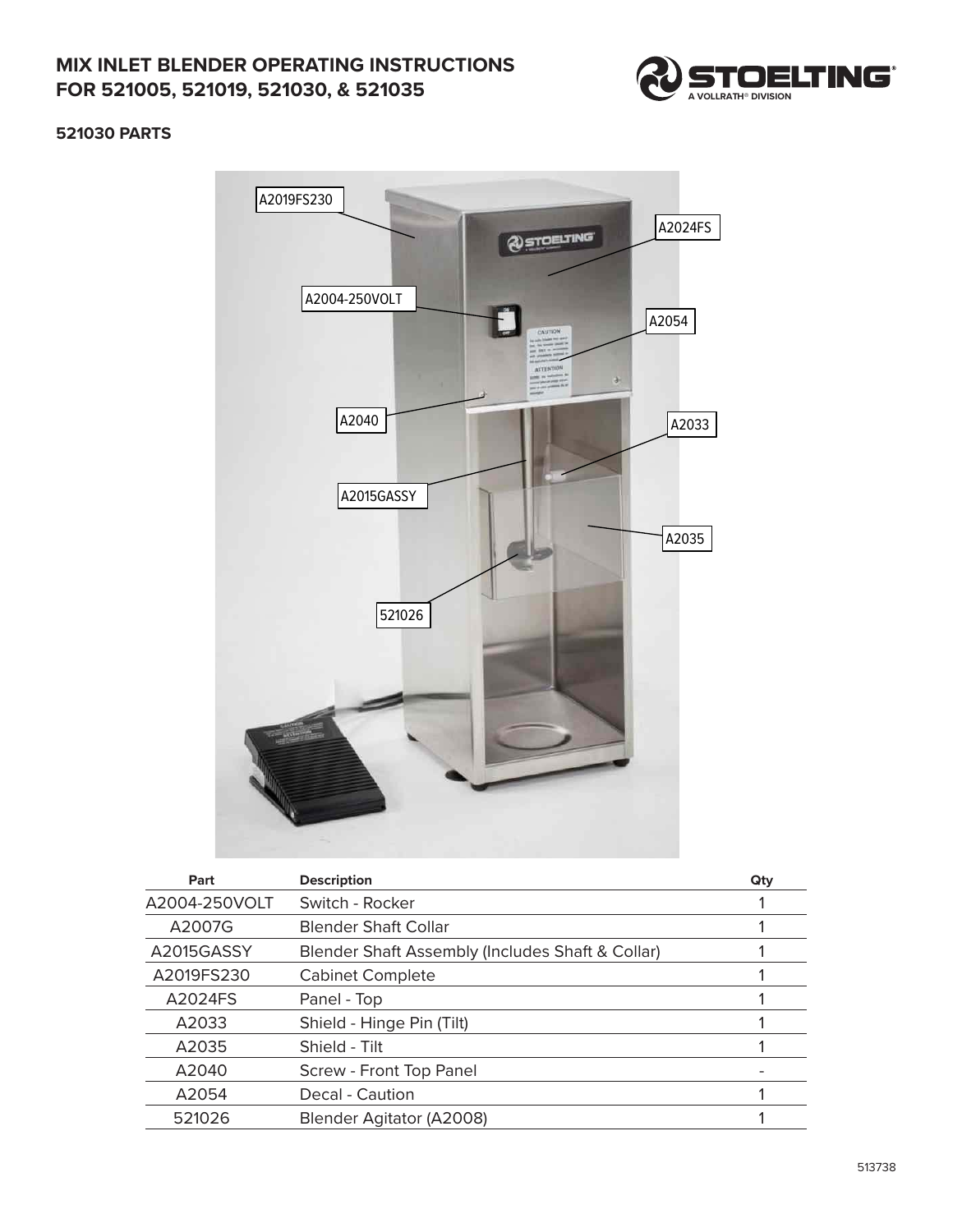# MIX INLET BLENDER OPERATING INSTRUCTIONS FOR 521005, 521019, 521030, & 521035

## 521030 PARTS

| Part | Description | Qty |
|---|---|---|
| A2004-250VOLT | Switch - Rocker | 1 |
| A2007G | Blender Shaft Collar | 1 |
| A2015GASSY | Blender Shaft Assembly (Includes Shaft & Collar) | 1 |
| A2019FS230 | Cabinet Complete | 1 |
| A2024FS | Panel - Top | 1 |
| A2033 | Shield - Hinge Pin (Tilt) | 1 |
| A2035 | Shield - Tilt | 1 |
| A2040 | Screw - Front Top Panel | - |
| A2054 | Decal - Caution | 1 |
| 521026 | Blender Agitator (A2008) | 1 |

513738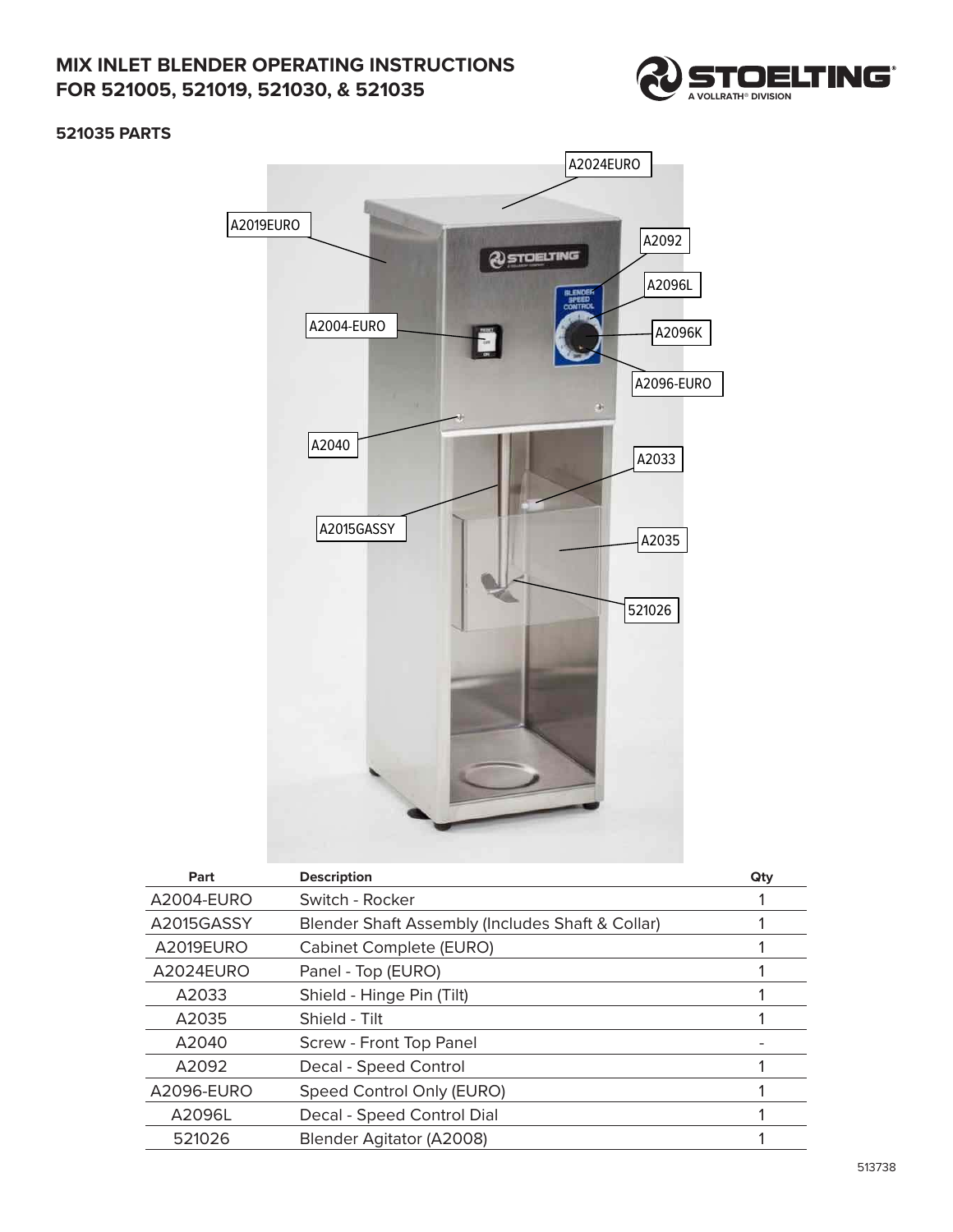# MIX INLET BLENDER OPERATING INSTRUCTIONS FOR 521005, 521019, 521030, & 521035

## 521035 PARTS

| Part | Description | Qty |
|---|---|---|
| A2004-EURO | Switch - Rocker | 1 |
| A2015GASSY | Blender Shaft Assembly (Includes Shaft & Collar) | 1 |
| A2019EURO | Cabinet Complete (EURO) | 1 |
| A2024EURO | Panel - Top (EURO) | 1 |
| A2033 | Shield - Hinge Pin (Tilt) | 1 |
| A2035 | Shield - Tilt | 1 |
| A2040 | Screw - Front Top Panel | - |
| A2092 | Decal - Speed Control | 1 |
| A2096-EURO | Speed Control Only (EURO) | 1 |
| A2096L | Decal - Speed Control Dial | 1 |
| 521026 | Blender Agitator (A2008) | 1 |

513738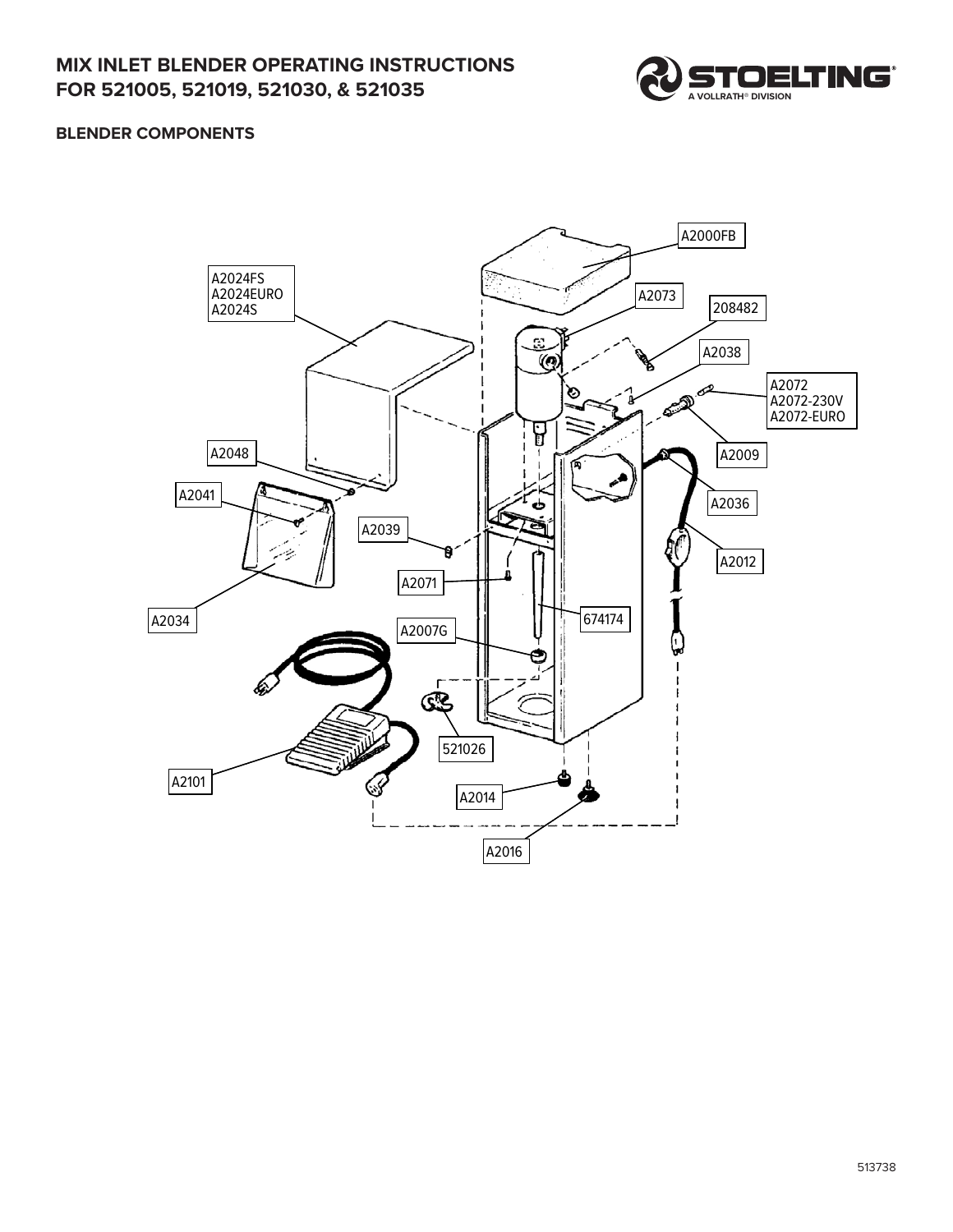# MIX INLET BLENDER OPERATING INSTRUCTIONS FOR 521005, 521019, 521030, & 521035

## BLENDER COMPONENTS

A2000FB

A2024FS
A2024EURO
A2024S

A2073

208482

A2038

A2072
A2072-230V
A2072-EURO

A2009

A2048

A2041

A2036

A2039

A2012

A2071

A2034

674174

A2007G

521026

A2101

A2014

A2016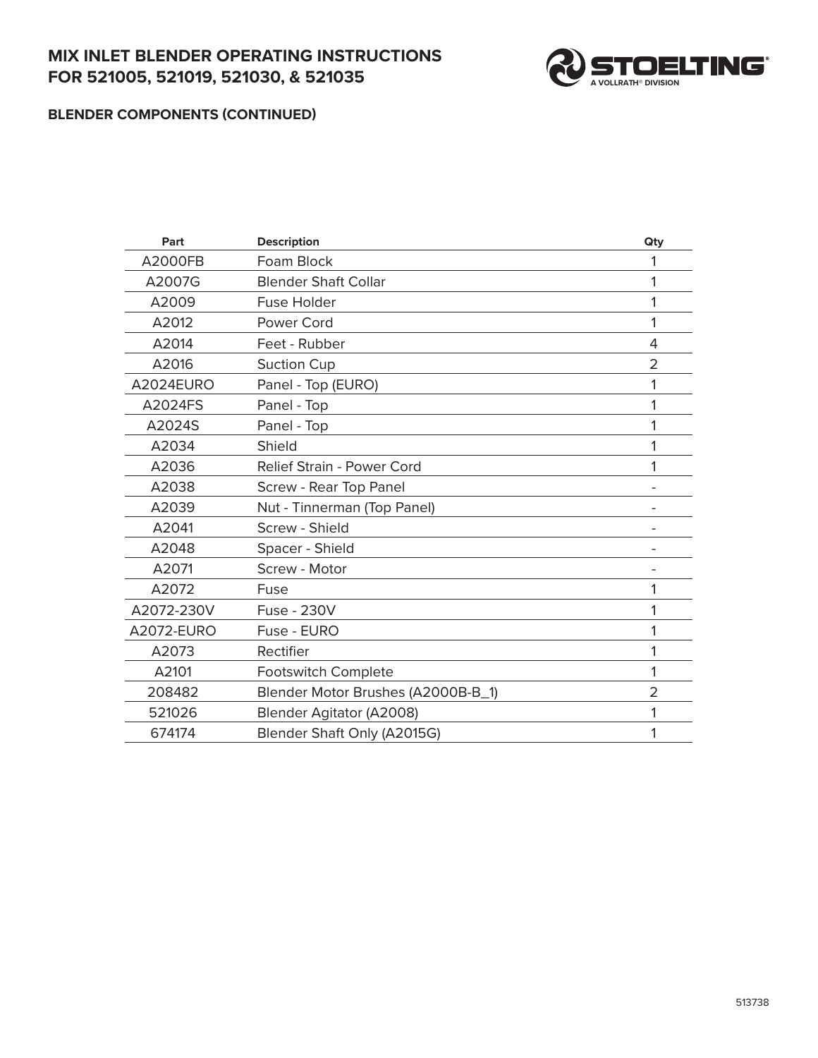# MIX INLET BLENDER OPERATING INSTRUCTIONS FOR 521005, 521019, 521030, & 521035

## BLENDER COMPONENTS (CONTINUED)

| Part | Description | Qty |
|---|---|---|
| A2000FB | Foam Block | 1 |
| A2007G | Blender Shaft Collar | 1 |
| A2009 | Fuse Holder | 1 |
| A2012 | Power Cord | 1 |
| A2014 | Feet - Rubber | 4 |
| A2016 | Suction Cup | 2 |
| A2024EURO | Panel - Top (EURO) | 1 |
| A2024FS | Panel - Top | 1 |
| A2024S | Panel - Top | 1 |
| A2034 | Shield | 1 |
| A2036 | Relief Strain - Power Cord | 1 |
| A2038 | Screw - Rear Top Panel | - |
| A2039 | Nut - Tinnerman (Top Panel) | - |
| A2041 | Screw - Shield | - |
| A2048 | Spacer - Shield | - |
| A2071 | Screw - Motor | - |
| A2072 | Fuse | 1 |
| A2072-230V | Fuse - 230V | 1 |
| A2072-EURO | Fuse - EURO | 1 |
| A2073 | Rectifier | 1 |
| A2101 | Footswitch Complete | 1 |
| 208482 | Blender Motor Brushes (A2000B-B_1) | 2 |
| 521026 | Blender Agitator (A2008) | 1 |
| 674174 | Blender Shaft Only (A2015G) | 1 |

513738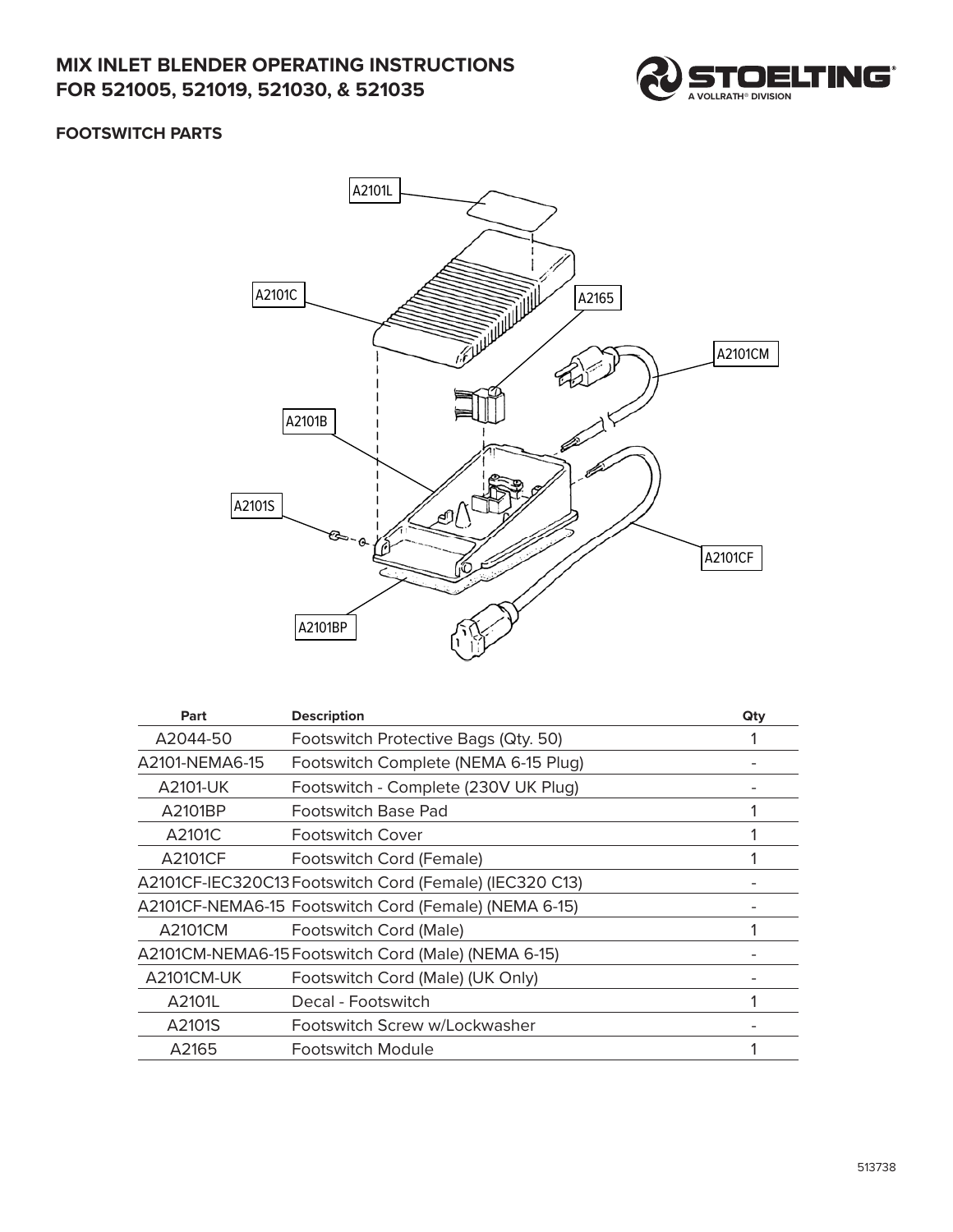# MIX INLET BLENDER OPERATING INSTRUCTIONS FOR 521005, 521019, 521030, & 521035

## FOOTSWITCH PARTS

A2101L
A2101C
A2165
A2101CM
A2101B
A2101S
A2101CF
A2101BP

| Part | Description | Qty |
|---|---|---|
| A2044-50 | Footswitch Protective Bags (Qty. 50) | 1 |
| A2101-NEMA6-15 | Footswitch Complete (NEMA 6-15 Plug) | - |
| A2101-UK | Footswitch - Complete (230V UK Plug) | - |
| A2101BP | Footswitch Base Pad | 1 |
| A2101C | Footswitch Cover | 1 |
| A2101CF | Footswitch Cord (Female) | 1 |
| A2101CF-IEC320C13 | Footswitch Cord (Female) (IEC320 C13) | - |
| A2101CF-NEMA6-15 | Footswitch Cord (Female) (NEMA 6-15) | - |
| A2101CM | Footswitch Cord (Male) | 1 |
| A2101CM-NEMA6-15 | Footswitch Cord (Male) (NEMA 6-15) | - |
| A2101CM-UK | Footswitch Cord (Male) (UK Only) | - |
| A2101L | Decal - Footswitch | 1 |
| A2101S | Footswitch Screw w/Lockwasher | - |
| A2165 | Footswitch Module | 1 |

513738